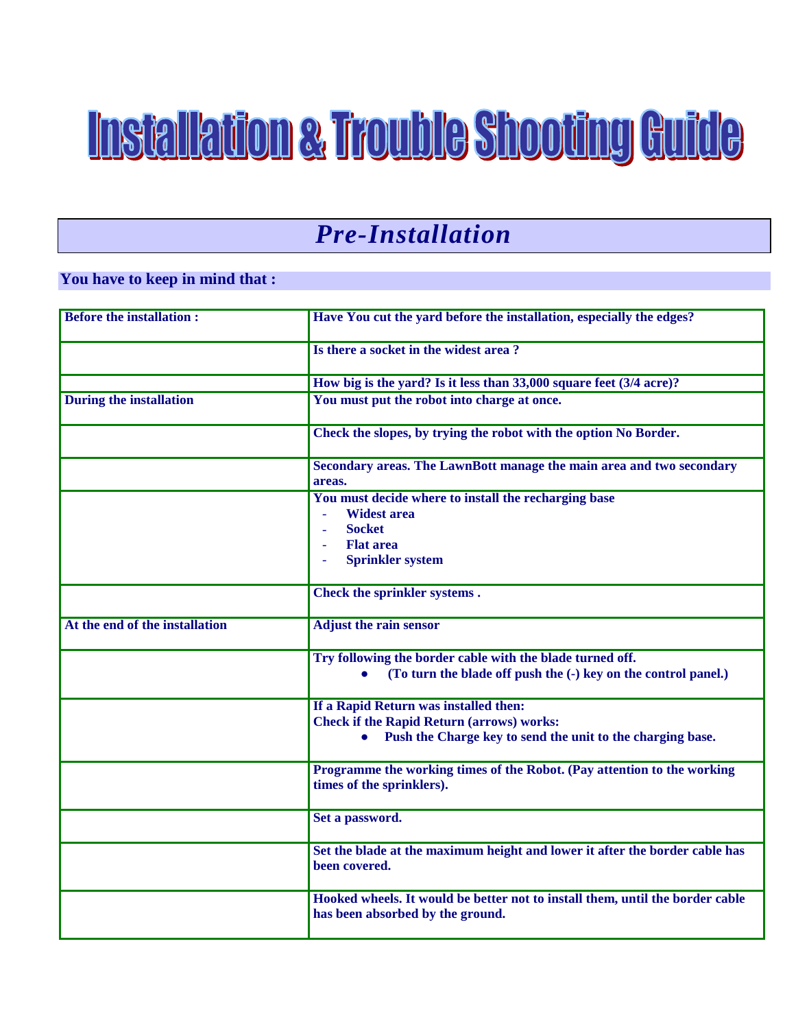# Installation & Trouble Shooting Guide

## *Pre-Installation*

**You have to keep in mind that :**

| | |
|---|---|
| **Before the installation :** | **Have You cut the yard before the installation, especially the edges?** |
| | **Is there a socket in the widest area ?** |
| | **How big is the yard? Is it less than 33,000 square feet (3/4 acre)?** |
| **During the installation** | **You must put the robot into charge at once.** |
| | **Check the slopes, by trying the robot with the option No Border.** |
| | **Secondary areas. The LawnBott manage the main area and two secondary areas.** |
| | **You must decide where to install the recharging base**<br>- **Widest area**<br>- **Socket**<br>- **Flat area**<br>- **Sprinkler system** |
| | **Check the sprinkler systems .** |
| **At the end of the installation** | **Adjust the rain sensor** |
| | **Try following the border cable with the blade turned off.**<br>● **(To turn the blade off push the (-) key on the control panel.)** |
| | **If a Rapid Return was installed then:**<br>**Check if the Rapid Return (arrows) works:**<br>● **Push the Charge key to send the unit to the charging base.** |
| | **Programme the working times of the Robot. (Pay attention to the working times of the sprinklers).** |
| | **Set a password.** |
| | **Set the blade at the maximum height and lower it after the border cable has been covered.** |
| | **Hooked wheels. It would be better not to install them, until the border cable has been absorbed by the ground.** |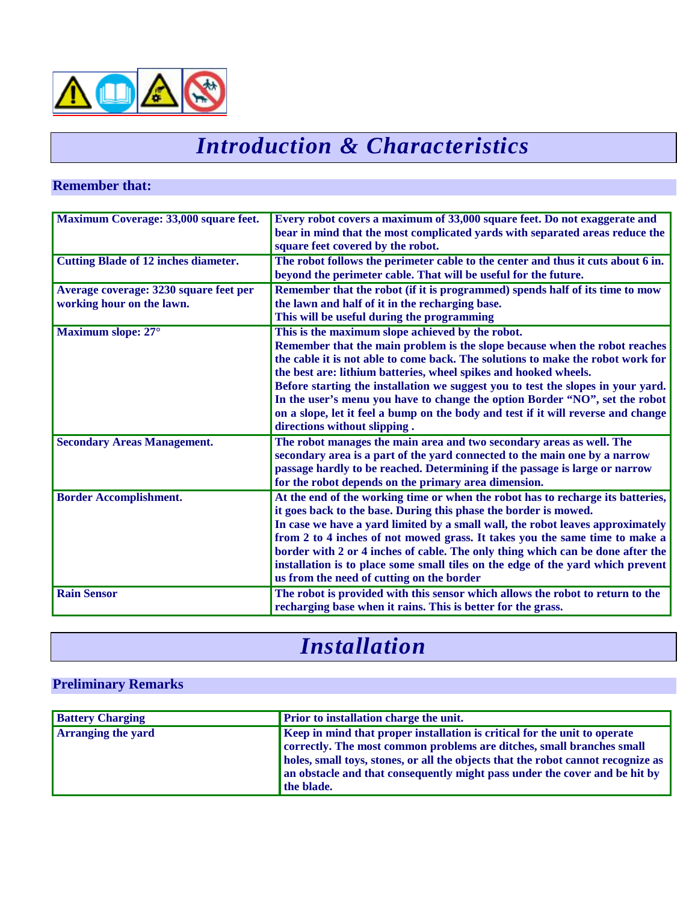# *Introduction & Characteristics*

## Remember that:

| | |
|---|---|
| **Maximum Coverage: 33,000 square feet.** | **Every robot covers a maximum of 33,000 square feet. Do not exaggerate and bear in mind that the most complicated yards with separated areas reduce the square feet covered by the robot.** |
| **Cutting Blade of 12 inches diameter.** | **The robot follows the perimeter cable to the center and thus it cuts about 6 in. beyond the perimeter cable. That will be useful for the future.** |
| **Average coverage: 3230 square feet per working hour on the lawn.** | **Remember that the robot (if it is programmed) spends half of its time to mow the lawn and half of it in the recharging base.<br>This will be useful during the programming** |
| **Maximum slope: 27°** | **This is the maximum slope achieved by the robot.<br>Remember that the main problem is the slope because when the robot reaches the cable it is not able to come back. The solutions to make the robot work for the best are: lithium batteries, wheel spikes and hooked wheels.<br>Before starting the installation we suggest you to test the slopes in your yard. In the user's menu you have to change the option Border "NO", set the robot on a slope, let it feel a bump on the body and test if it will reverse and change directions without slipping .** |
| **Secondary Areas Management.** | **The robot manages the main area and two secondary areas as well. The secondary area is a part of the yard connected to the main one by a narrow passage hardly to be reached. Determining if the passage is large or narrow for the robot depends on the primary area dimension.** |
| **Border Accomplishment.** | **At the end of the working time or when the robot has to recharge its batteries, it goes back to the base. During this phase the border is mowed.<br>In case we have a yard limited by a small wall, the robot leaves approximately from 2 to 4 inches of not mowed grass. It takes you the same time to make a border with 2 or 4 inches of cable. The only thing which can be done after the installation is to place some small tiles on the edge of the yard which prevent us from the need of cutting on the border** |
| **Rain Sensor** | **The robot is provided with this sensor which allows the robot to return to the recharging base when it rains. This is better for the grass.** |

# *Installation*

## Preliminary Remarks

| | |
|---|---|
| **Battery Charging** | **Prior to installation charge the unit.** |
| **Arranging the yard** | **Keep in mind that proper installation is critical for the unit to operate correctly. The most common problems are ditches, small branches small holes, small toys, stones, or all the objects that the robot cannot recognize as an obstacle and that consequently might pass under the cover and be hit by the blade.** |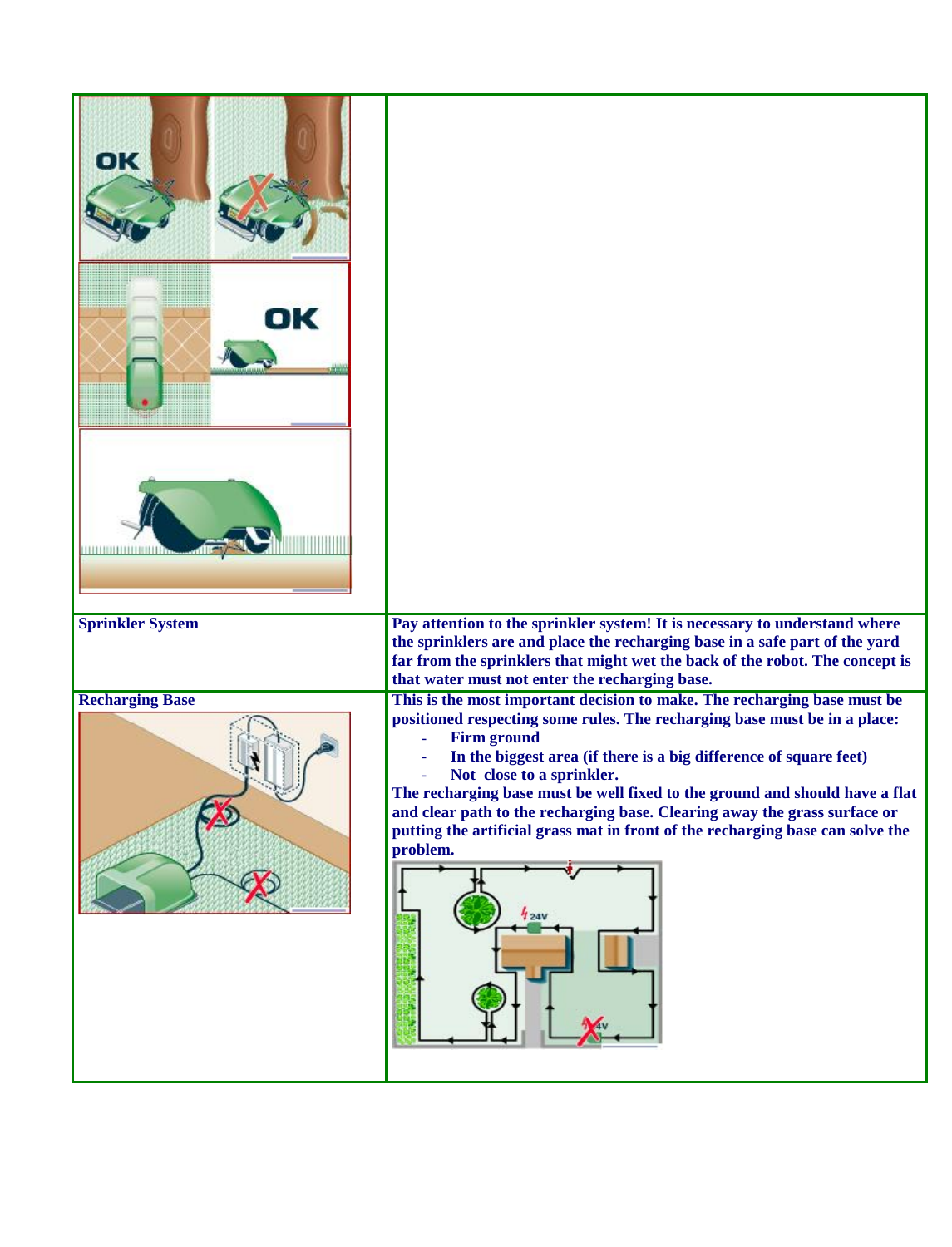| | |
|---|---|
| OK OK | |
| **Sprinkler System** | **Pay attention to the sprinkler system! It is necessary to understand where the sprinklers are and place the recharging base in a safe part of the yard far from the sprinklers that might wet the back of the robot. The concept is that water must not enter the recharging base.** |
| **Recharging Base** | **This is the most important decision to make. The recharging base must be positioned respecting some rules. The recharging base must be in a place:**<br>- **Firm ground**<br>- **In the biggest area (if there is a big difference of square feet)**<br>- **Not close to a sprinkler.**<br>**The recharging base must be well fixed to the ground and should have a flat and clear path to the recharging base. Clearing away the grass surface or putting the artificial grass mat in front of the recharging base can solve the problem.**<br>24V 24V |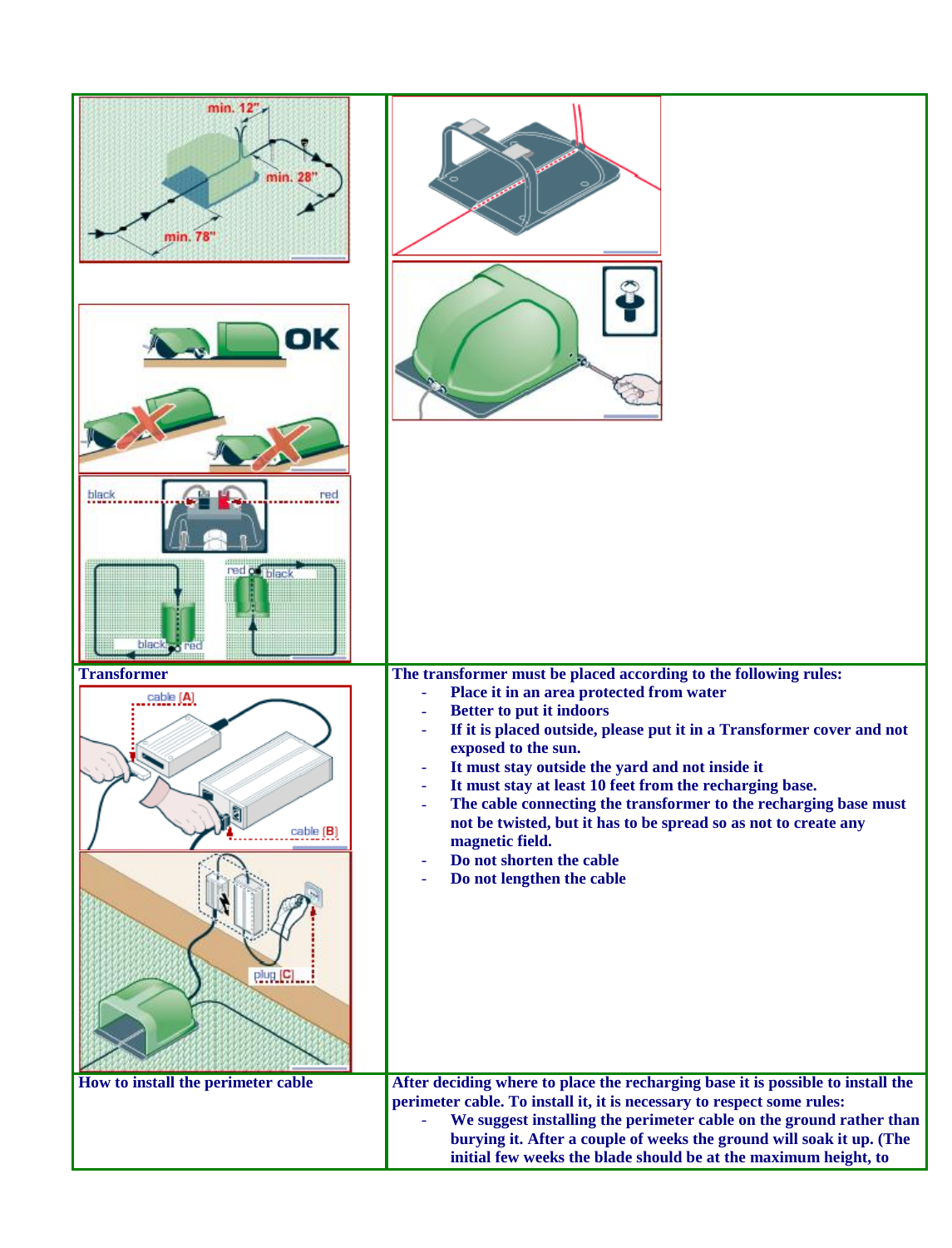| | |
|---|---|
| | |
| **Transformer** | **The transformer must be placed according to the following rules:**<br>- **Place it in an area protected from water**<br>- **Better to put it indoors**<br>- **If it is placed outside, please put it in a Transformer cover and not exposed to the sun.**<br>- **It must stay outside the yard and not inside it**<br>- **It must stay at least 10 feet from the recharging base.**<br>- **The cable connecting the transformer to the recharging base must not be twisted, but it has to be spread so as not to create any magnetic field.**<br>- **Do not shorten the cable**<br>- **Do not lengthen the cable** |
| **How to install the perimeter cable** | **After deciding where to place the recharging base it is possible to install the perimeter cable. To install it, it is necessary to respect some rules:**<br>- **We suggest installing the perimeter cable on the ground rather than burying it. After a couple of weeks the ground will soak it up. (The initial few weeks the blade should be at the maximum height, to** |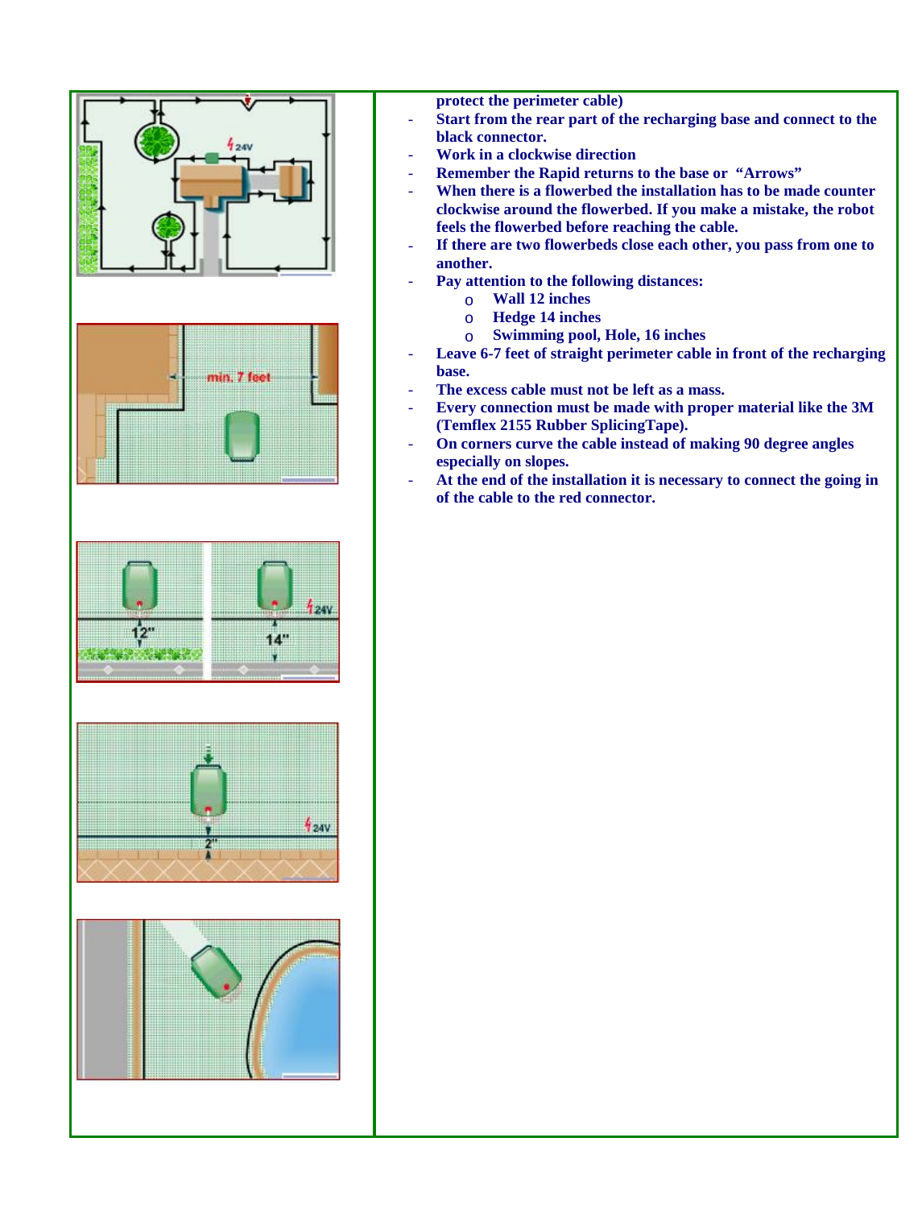protect the perimeter cable)

- Start from the rear part of the recharging base and connect to the black connector.
- Work in a clockwise direction
- Remember the Rapid returns to the base or "Arrows"
- When there is a flowerbed the installation has to be made counter clockwise around the flowerbed. If you make a mistake, the robot feels the flowerbed before reaching the cable.
- If there are two flowerbeds close each other, you pass from one to another.
- Pay attention to the following distances:
  - Wall 12 inches
  - Hedge 14 inches
  - Swimming pool, Hole, 16 inches
- Leave 6-7 feet of straight perimeter cable in front of the recharging base.
- The excess cable must not be left as a mass.
- Every connection must be made with proper material like the 3M (Temflex 2155 Rubber SplicingTape).
- On corners curve the cable instead of making 90 degree angles especially on slopes.
- At the end of the installation it is necessary to connect the going in of the cable to the red connector.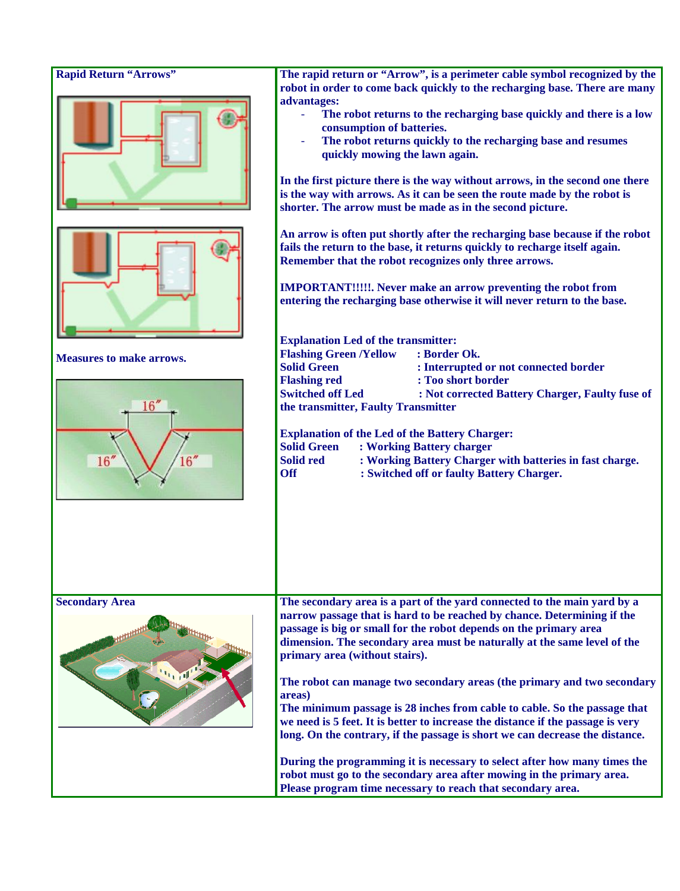**Rapid Return "Arrows"**

The rapid return or "Arrow", is a perimeter cable symbol recognized by the robot in order to come back quickly to the recharging base. There are many advantages:

- The robot returns to the recharging base quickly and there is a low consumption of batteries.
- The robot returns quickly to the recharging base and resumes quickly mowing the lawn again.

In the first picture there is the way without arrows, in the second one there is the way with arrows. As it can be seen the route made by the robot is shorter. The arrow must be made as in the second picture.

An arrow is often put shortly after the recharging base because if the robot fails the return to the base, it returns quickly to recharge itself again. Remember that the robot recognizes only three arrows.

IMPORTANT!!!!!. Never make an arrow preventing the robot from entering the recharging base otherwise it will never return to the base.

**Measures to make arrows.**

16″ 16″ 16″

**Explanation Led of the transmitter:**

| | |
|---|---|
| Flashing Green /Yellow | : Border Ok. |
| Solid Green | : Interrupted or not connected border |
| Flashing red | : Too short border |
| Switched off Led | : Not corrected Battery Charger, Faulty fuse of the transmitter, Faulty Transmitter |

**Explanation of the Led of the Battery Charger:**

| | |
|---|---|
| Solid Green | : Working Battery charger |
| Solid red | : Working Battery Charger with batteries in fast charge. |
| Off | : Switched off or faulty Battery Charger. |

**Secondary Area**

The secondary area is a part of the yard connected to the main yard by a narrow passage that is hard to be reached by chance. Determining if the passage is big or small for the robot depends on the primary area dimension. The secondary area must be naturally at the same level of the primary area (without stairs).

The robot can manage two secondary areas (the primary and two secondary areas)

The minimum passage is 28 inches from cable to cable. So the passage that we need is 5 feet. It is better to increase the distance if the passage is very long. On the contrary, if the passage is short we can decrease the distance.

During the programming it is necessary to select after how many times the robot must go to the secondary area after mowing in the primary area. Please program time necessary to reach that secondary area.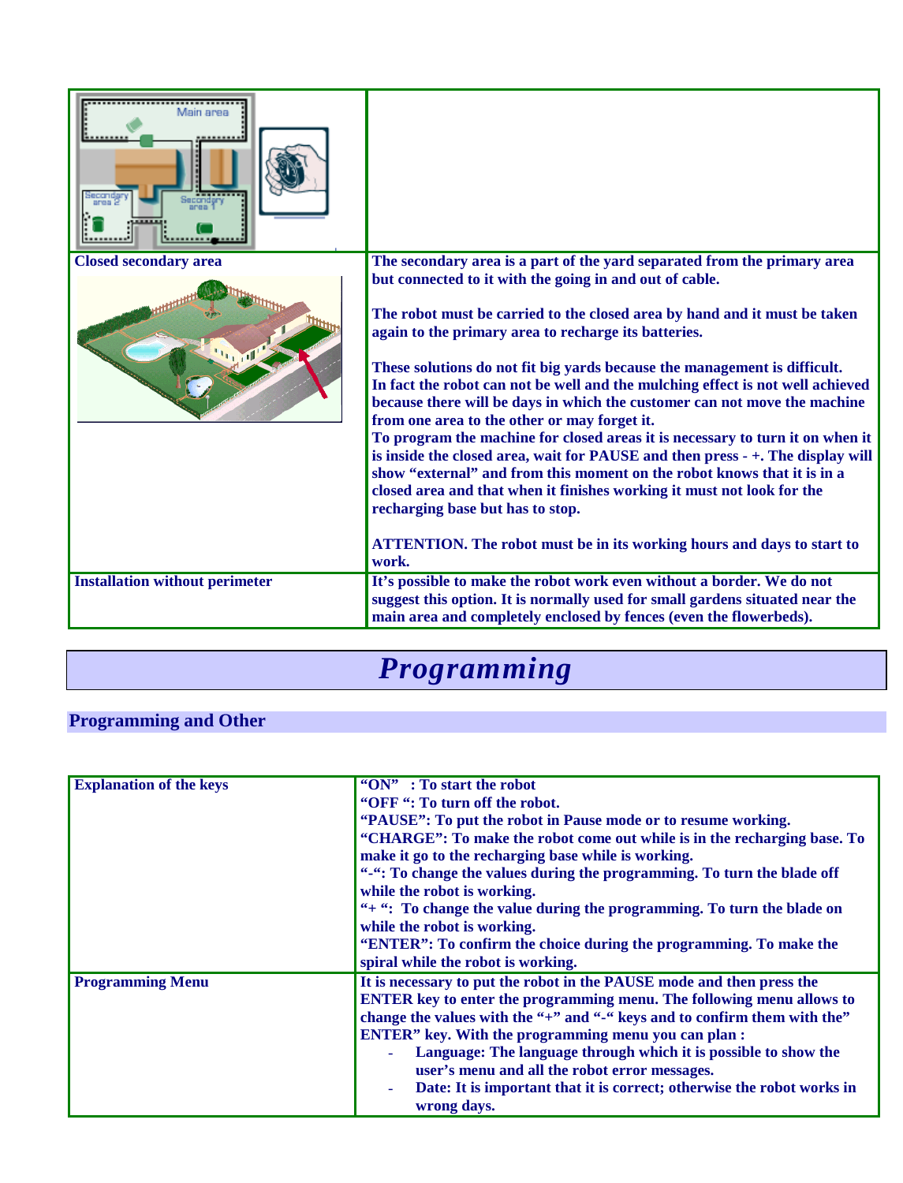| | |
|---|---|
| | |
| **Closed secondary area** | **The secondary area is a part of the yard separated from the primary area but connected to it with the going in and out of cable.**<br><br>**The robot must be carried to the closed area by hand and it must be taken again to the primary area to recharge its batteries.**<br><br>**These solutions do not fit big yards because the management is difficult. In fact the robot can not be well and the mulching effect is not well achieved because there will be days in which the customer can not move the machine from one area to the other or may forget it.**<br>**To program the machine for closed areas it is necessary to turn it on when it is inside the closed area, wait for PAUSE and then press - +. The display will show "external" and from this moment on the robot knows that it is in a closed area and that when it finishes working it must not look for the recharging base but has to stop.**<br><br>**ATTENTION. The robot must be in its working hours and days to start to work.** |
| **Installation without perimeter** | **It's possible to make the robot work even without a border. We do not suggest this option. It is normally used for small gardens situated near the main area and completely enclosed by fences (even the flowerbeds).** |

# *Programming*

## Programming and Other

| | |
|---|---|
| **Explanation of the keys** | **"ON" : To start the robot**<br>**"OFF ": To turn off the robot.**<br>**"PAUSE": To put the robot in Pause mode or to resume working.**<br>**"CHARGE": To make the robot come out while is in the recharging base. To make it go to the recharging base while is working.**<br>**"-": To change the values during the programming. To turn the blade off while the robot is working.**<br>**"+ ": To change the value during the programming. To turn the blade on while the robot is working.**<br>**"ENTER": To confirm the choice during the programming. To make the spiral while the robot is working.** |
| **Programming Menu** | **It is necessary to put the robot in the PAUSE mode and then press the ENTER key to enter the programming menu. The following menu allows to change the values with the "+" and "-" keys and to confirm them with the" ENTER" key. With the programming menu you can plan :**<br>- **Language: The language through which it is possible to show the user's menu and all the robot error messages.**<br>- **Date: It is important that it is correct; otherwise the robot works in wrong days.** |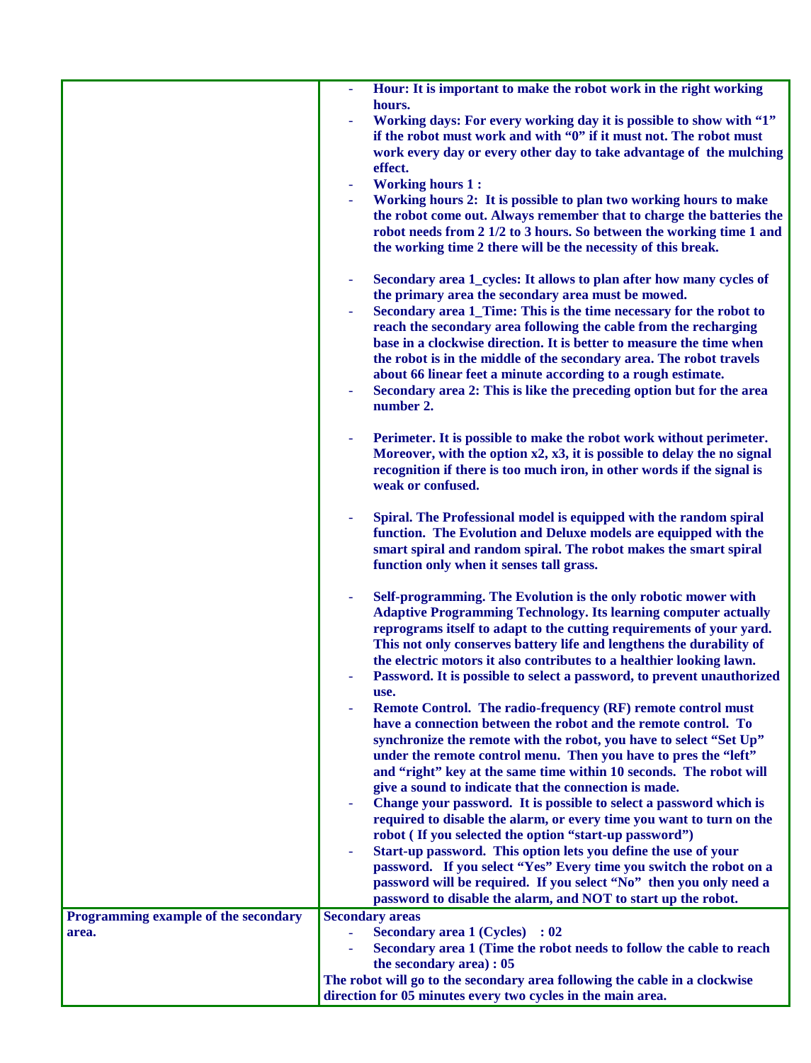| | |
|---|---|
| | - **Hour: It is important to make the robot work in the right working hours.**<br>- **Working days: For every working day it is possible to show with "1" if the robot must work and with "0" if it must not. The robot must work every day or every other day to take advantage of the mulching effect.**<br>- **Working hours 1 :**<br>- **Working hours 2: It is possible to plan two working hours to make the robot come out. Always remember that to charge the batteries the robot needs from 2 1/2 to 3 hours. So between the working time 1 and the working time 2 there will be the necessity of this break.**<br><br>- **Secondary area 1_cycles: It allows to plan after how many cycles of the primary area the secondary area must be mowed.**<br>- **Secondary area 1_Time: This is the time necessary for the robot to reach the secondary area following the cable from the recharging base in a clockwise direction. It is better to measure the time when the robot is in the middle of the secondary area. The robot travels about 66 linear feet a minute according to a rough estimate.**<br>- **Secondary area 2: This is like the preceding option but for the area number 2.**<br><br>- **Perimeter. It is possible to make the robot work without perimeter. Moreover, with the option x2, x3, it is possible to delay the no signal recognition if there is too much iron, in other words if the signal is weak or confused.**<br><br>- **Spiral. The Professional model is equipped with the random spiral function. The Evolution and Deluxe models are equipped with the smart spiral and random spiral. The robot makes the smart spiral function only when it senses tall grass.**<br><br>- **Self-programming. The Evolution is the only robotic mower with Adaptive Programming Technology. Its learning computer actually reprograms itself to adapt to the cutting requirements of your yard. This not only conserves battery life and lengthens the durability of the electric motors it also contributes to a healthier looking lawn.**<br>- **Password. It is possible to select a password, to prevent unauthorized use.**<br>- **Remote Control. The radio-frequency (RF) remote control must have a connection between the robot and the remote control. To synchronize the remote with the robot, you have to select "Set Up" under the remote control menu. Then you have to pres the "left" and "right" key at the same time within 10 seconds. The robot will give a sound to indicate that the connection is made.**<br>- **Change your password. It is possible to select a password which is required to disable the alarm, or every time you want to turn on the robot ( If you selected the option "start-up password")**<br>- **Start-up password. This option lets you define the use of your password. If you select "Yes" Every time you switch the robot on a password will be required. If you select "No" then you only need a password to disable the alarm, and NOT to start up the robot.** |
| **Programming example of the secondary area.** | **Secondary areas**<br>- **Secondary area 1 (Cycles) : 02**<br>- **Secondary area 1 (Time the robot needs to follow the cable to reach the secondary area) : 05**<br><br>**The robot will go to the secondary area following the cable in a clockwise direction for 05 minutes every two cycles in the main area.** |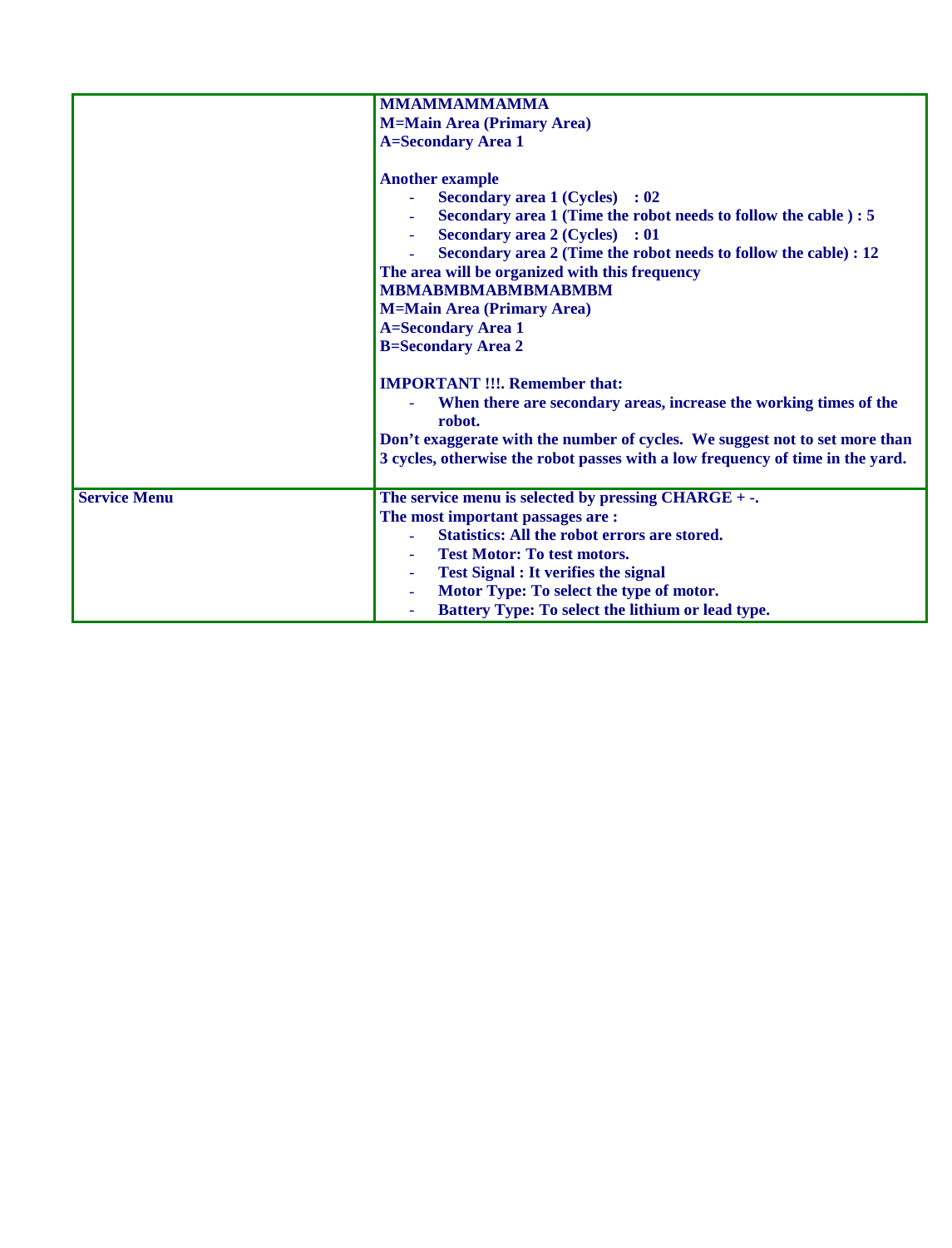| | |
|---|---|
| | **MMAMMAMMAMMA**<br>**M=Main Area (Primary Area)**<br>**A=Secondary Area 1**<br><br>**Another example**<br>- **Secondary area 1 (Cycles) : 02**<br>- **Secondary area 1 (Time the robot needs to follow the cable ) : 5**<br>- **Secondary area 2 (Cycles) : 01**<br>- **Secondary area 2 (Time the robot needs to follow the cable) : 12**<br>**The area will be organized with this frequency**<br>**MBMABMBMABMBMABMBM**<br>**M=Main Area (Primary Area)**<br>**A=Secondary Area 1**<br>**B=Secondary Area 2**<br><br>**IMPORTANT !!!. Remember that:**<br>- **When there are secondary areas, increase the working times of the robot.**<br>**Don't exaggerate with the number of cycles. We suggest not to set more than 3 cycles, otherwise the robot passes with a low frequency of time in the yard.** |
| **Service Menu** | **The service menu is selected by pressing CHARGE + -.**<br>**The most important passages are :**<br>- **Statistics: All the robot errors are stored.**<br>- **Test Motor: To test motors.**<br>- **Test Signal : It verifies the signal**<br>- **Motor Type: To select the type of motor.**<br>- **Battery Type: To select the lithium or lead type.** |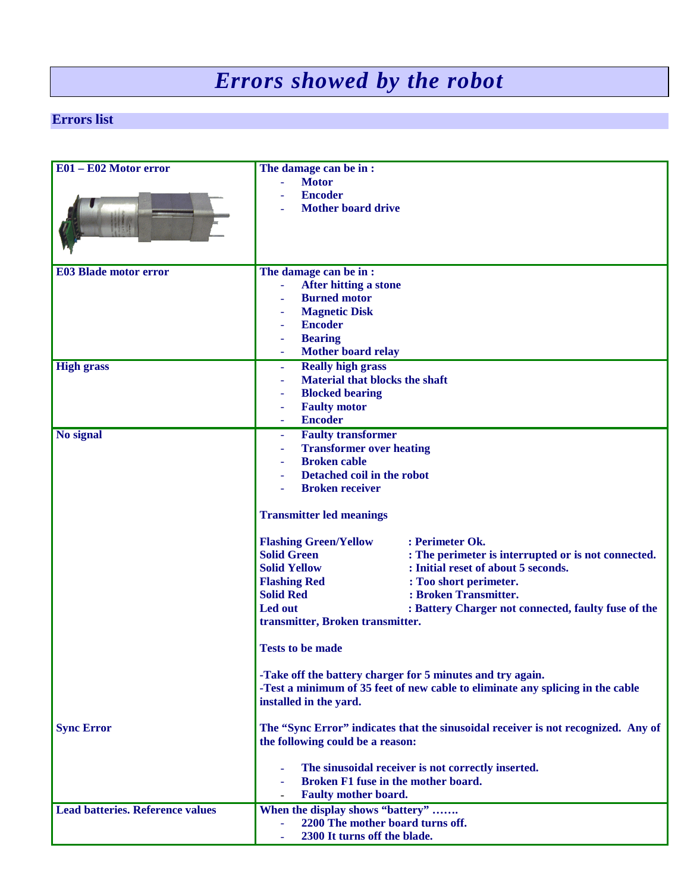# *Errors showed by the robot*

## Errors list

| | |
|---|---|
| **E01 – E02 Motor error** | **The damage can be in :**<br>- **Motor**<br>- **Encoder**<br>- **Mother board drive** |
| **E03 Blade motor error** | **The damage can be in :**<br>- **After hitting a stone**<br>- **Burned motor**<br>- **Magnetic Disk**<br>- **Encoder**<br>- **Bearing**<br>- **Mother board relay** |
| **High grass** | - **Really high grass**<br>- **Material that blocks the shaft**<br>- **Blocked bearing**<br>- **Faulty motor**<br>- **Encoder** |
| **No signal** | - **Faulty transformer**<br>- **Transformer over heating**<br>- **Broken cable**<br>- **Detached coil in the robot**<br>- **Broken receiver**<br><br>**Transmitter led meanings**<br><br>**Flashing Green/Yellow : Perimeter Ok.**<br>**Solid Green : The perimeter is interrupted or is not connected.**<br>**Solid Yellow : Initial reset of about 5 seconds.**<br>**Flashing Red : Too short perimeter.**<br>**Solid Red : Broken Transmitter.**<br>**Led out : Battery Charger not connected, faulty fuse of the transmitter, Broken transmitter.**<br><br>**Tests to be made**<br><br>**-Take off the battery charger for 5 minutes and try again.**<br>**-Test a minimum of 35 feet of new cable to eliminate any splicing in the cable installed in the yard.** |
| **Sync Error** | **The "Sync Error" indicates that the sinusoidal receiver is not recognized. Any of the following could be a reason:**<br><br>- **The sinusoidal receiver is not correctly inserted.**<br>- **Broken F1 fuse in the mother board.**<br>- **Faulty mother board.** |
| **Lead batteries. Reference values** | **When the display shows "battery" …….**<br>- **2200 The mother board turns off.**<br>- **2300 It turns off the blade.** |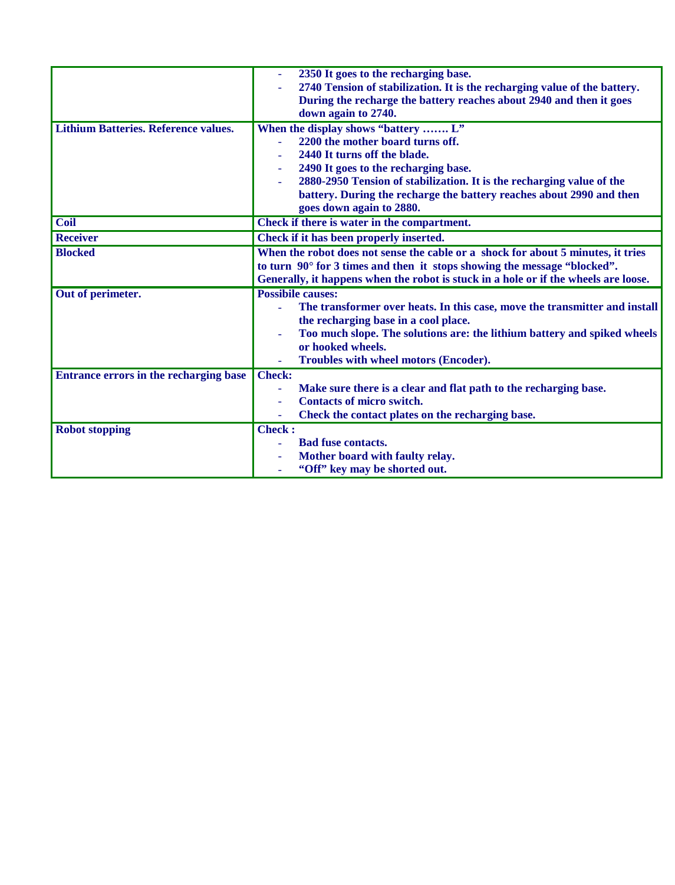| | |
|---|---|
| | - 2350 It goes to the recharging base.<br>- 2740 Tension of stabilization. It is the recharging value of the battery. During the recharge the battery reaches about 2940 and then it goes down again to 2740. |
| **Lithium Batteries. Reference values.** | When the display shows "battery ……. L"<br>- 2200 the mother board turns off.<br>- 2440 It turns off the blade.<br>- 2490 It goes to the recharging base.<br>- 2880-2950 Tension of stabilization. It is the recharging value of the battery. During the recharge the battery reaches about 2990 and then goes down again to 2880. |
| **Coil** | Check if there is water in the compartment. |
| **Receiver** | Check if it has been properly inserted. |
| **Blocked** | When the robot does not sense the cable or a shock for about 5 minutes, it tries to turn 90° for 3 times and then it stops showing the message "blocked". Generally, it happens when the robot is stuck in a hole or if the wheels are loose. |
| **Out of perimeter.** | Possibile causes:<br>- The transformer over heats. In this case, move the transmitter and install the recharging base in a cool place.<br>- Too much slope. The solutions are: the lithium battery and spiked wheels or hooked wheels.<br>- Troubles with wheel motors (Encoder). |
| **Entrance errors in the recharging base** | Check:<br>- Make sure there is a clear and flat path to the recharging base.<br>- Contacts of micro switch.<br>- Check the contact plates on the recharging base. |
| **Robot stopping** | Check :<br>- Bad fuse contacts.<br>- Mother board with faulty relay.<br>- "Off" key may be shorted out. |